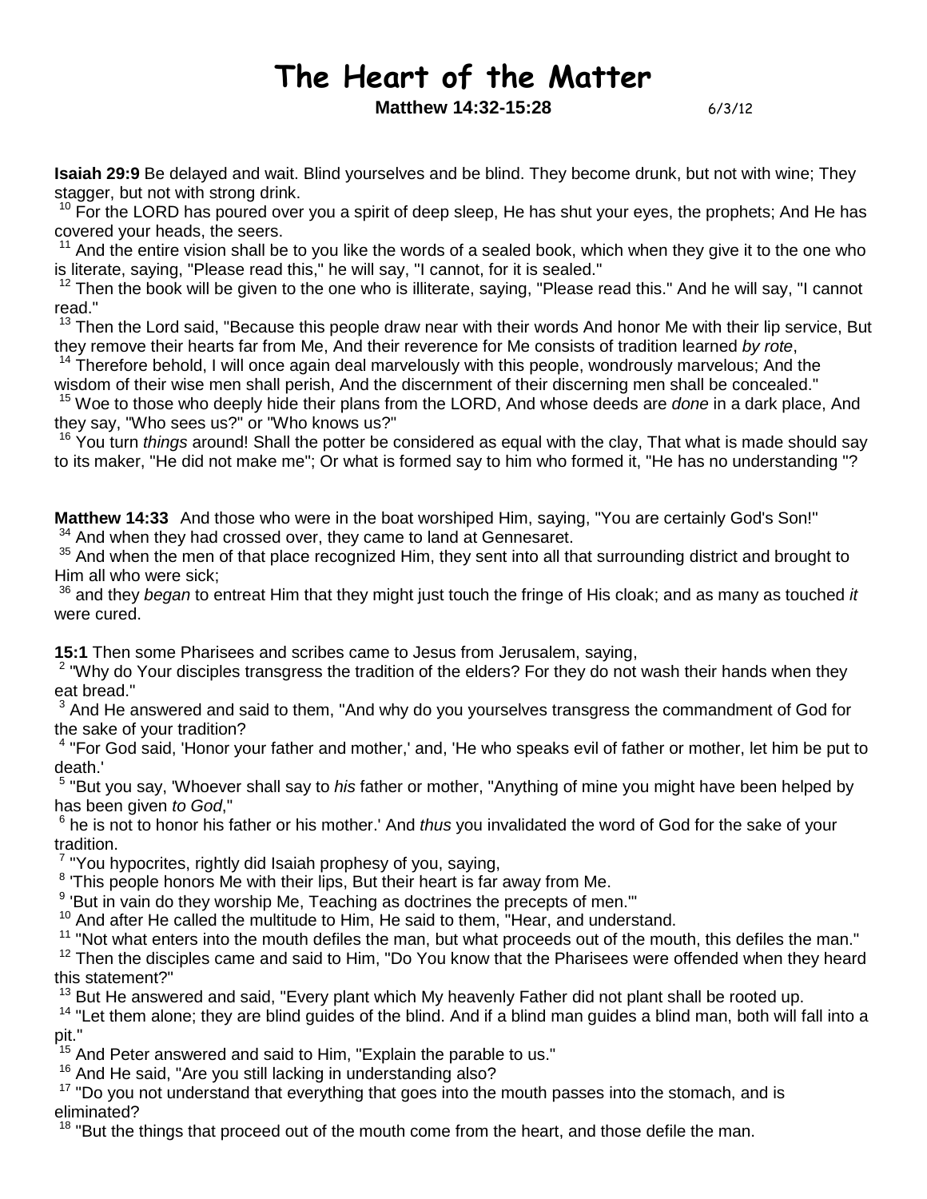# The Heart of the Matter

**Matthew 14:32-15:28** 6/3/12

**Isaiah 29:9** Be delayed and wait. Blind yourselves and be blind. They become drunk, but not with wine; They stagger, but not with strong drink.
[10] For the LORD has poured over you a spirit of deep sleep, He has shut your eyes, the prophets; And He has covered your heads, the seers.
[11] And the entire vision shall be to you like the words of a sealed book, which when they give it to the one who is literate, saying, "Please read this," he will say, "I cannot, for it is sealed."
[12] Then the book will be given to the one who is illiterate, saying, "Please read this." And he will say, "I cannot read."
[13] Then the Lord said, "Because this people draw near with their words And honor Me with their lip service, But they remove their hearts far from Me, And their reverence for Me consists of tradition learned *by rote*,
[14] Therefore behold, I will once again deal marvelously with this people, wondrously marvelous; And the wisdom of their wise men shall perish, And the discernment of their discerning men shall be concealed."
[15] Woe to those who deeply hide their plans from the LORD, And whose deeds are *done* in a dark place, And they say, "Who sees us?" or "Who knows us?"
[16] You turn *things* around! Shall the potter be considered as equal with the clay, That what is made should say to its maker, "He did not make me"; Or what is formed say to him who formed it, "He has no understanding "?

**Matthew 14:33** And those who were in the boat worshiped Him, saying, "You are certainly God's Son!"
[34] And when they had crossed over, they came to land at Gennesaret.
[35] And when the men of that place recognized Him, they sent into all that surrounding district and brought to Him all who were sick;
[36] and they *began* to entreat Him that they might just touch the fringe of His cloak; and as many as touched *it* were cured.

**15:1** Then some Pharisees and scribes came to Jesus from Jerusalem, saying,
[2] "Why do Your disciples transgress the tradition of the elders? For they do not wash their hands when they eat bread."
[3] And He answered and said to them, "And why do you yourselves transgress the commandment of God for the sake of your tradition?
[4] "For God said, 'Honor your father and mother,' and, 'He who speaks evil of father or mother, let him be put to death.'
[5] "But you say, 'Whoever shall say to *his* father or mother, "Anything of mine you might have been helped by has been given *to God*,"
[6] he is not to honor his father or his mother.' And *thus* you invalidated the word of God for the sake of your tradition.
[7] "You hypocrites, rightly did Isaiah prophesy of you, saying,
[8] 'This people honors Me with their lips, But their heart is far away from Me.
[9] 'But in vain do they worship Me, Teaching as doctrines the precepts of men.'"
[10] And after He called the multitude to Him, He said to them, "Hear, and understand.
[11] "Not what enters into the mouth defiles the man, but what proceeds out of the mouth, this defiles the man."
[12] Then the disciples came and said to Him, "Do You know that the Pharisees were offended when they heard this statement?"
[13] But He answered and said, "Every plant which My heavenly Father did not plant shall be rooted up.
[14] "Let them alone; they are blind guides of the blind. And if a blind man guides a blind man, both will fall into a pit."
[15] And Peter answered and said to Him, "Explain the parable to us."
[16] And He said, "Are you still lacking in understanding also?
[17] "Do you not understand that everything that goes into the mouth passes into the stomach, and is eliminated?
[18] "But the things that proceed out of the mouth come from the heart, and those defile the man.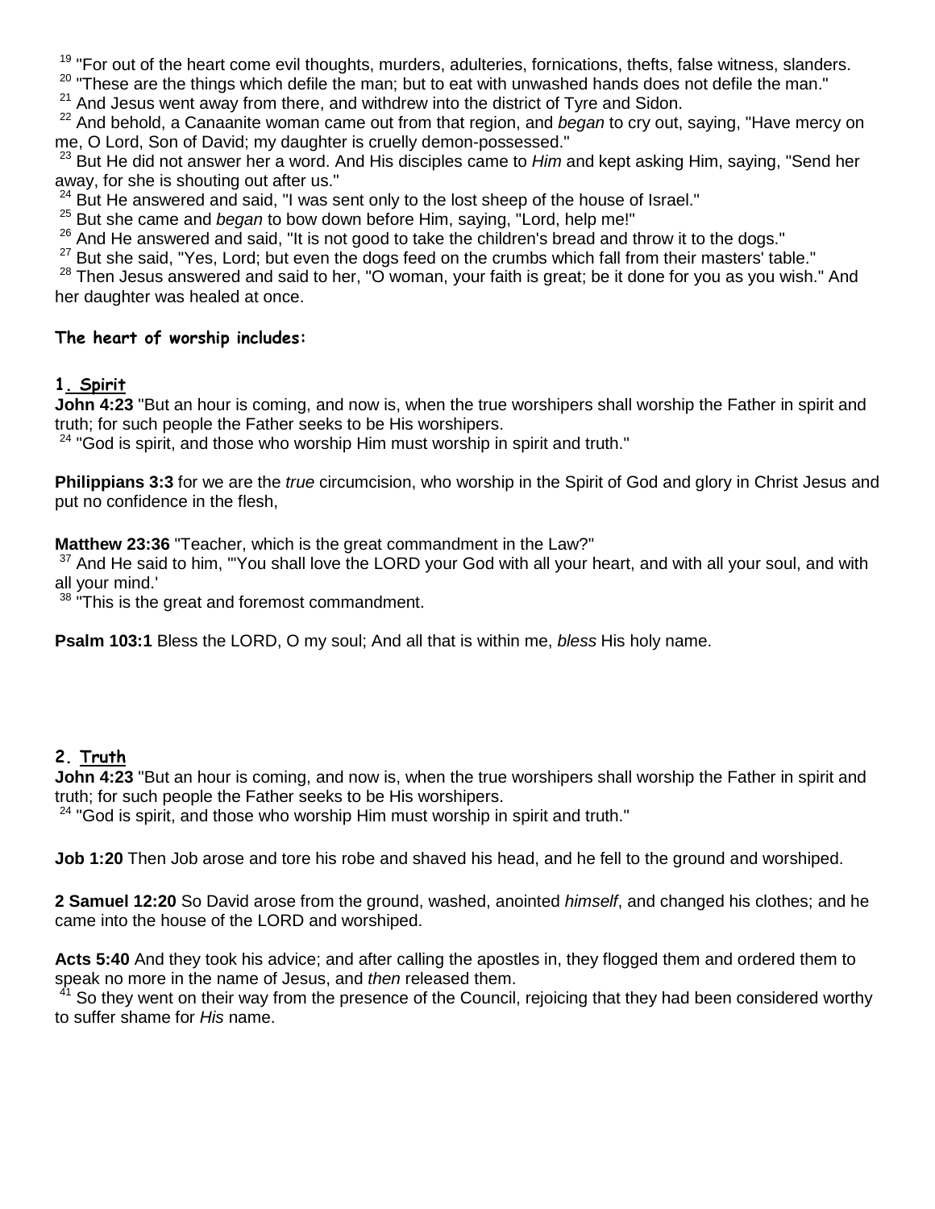[19] "For out of the heart come evil thoughts, murders, adulteries, fornications, thefts, false witness, slanders.
[20] "These are the things which defile the man; but to eat with unwashed hands does not defile the man."
[21] And Jesus went away from there, and withdrew into the district of Tyre and Sidon.
[22] And behold, a Canaanite woman came out from that region, and *began* to cry out, saying, "Have mercy on me, O Lord, Son of David; my daughter is cruelly demon-possessed."
[23] But He did not answer her a word. And His disciples came to *Him* and kept asking Him, saying, "Send her away, for she is shouting out after us."
[24] But He answered and said, "I was sent only to the lost sheep of the house of Israel."
[25] But she came and *began* to bow down before Him, saying, "Lord, help me!"
[26] And He answered and said, "It is not good to take the children's bread and throw it to the dogs."
[27] But she said, "Yes, Lord; but even the dogs feed on the crumbs which fall from their masters' table."
[28] Then Jesus answered and said to her, "O woman, your faith is great; be it done for you as you wish." And her daughter was healed at once.

**The heart of worship includes:**

**1. Spirit**

**John 4:23** "But an hour is coming, and now is, when the true worshipers shall worship the Father in spirit and truth; for such people the Father seeks to be His worshipers.
[24] "God is spirit, and those who worship Him must worship in spirit and truth."

**Philippians 3:3** for we are the *true* circumcision, who worship in the Spirit of God and glory in Christ Jesus and put no confidence in the flesh,

**Matthew 23:36** "Teacher, which is the great commandment in the Law?"
[37] And He said to him, "'You shall love the LORD your God with all your heart, and with all your soul, and with all your mind.'
[38] "This is the great and foremost commandment.

**Psalm 103:1** Bless the LORD, O my soul; And all that is within me, *bless* His holy name.

**2. Truth**

**John 4:23** "But an hour is coming, and now is, when the true worshipers shall worship the Father in spirit and truth; for such people the Father seeks to be His worshipers.
[24] "God is spirit, and those who worship Him must worship in spirit and truth."

**Job 1:20** Then Job arose and tore his robe and shaved his head, and he fell to the ground and worshiped.

**2 Samuel 12:20** So David arose from the ground, washed, anointed *himself*, and changed his clothes; and he came into the house of the LORD and worshiped.

**Acts 5:40** And they took his advice; and after calling the apostles in, they flogged them and ordered them to speak no more in the name of Jesus, and *then* released them.
[41] So they went on their way from the presence of the Council, rejoicing that they had been considered worthy to suffer shame for *His* name.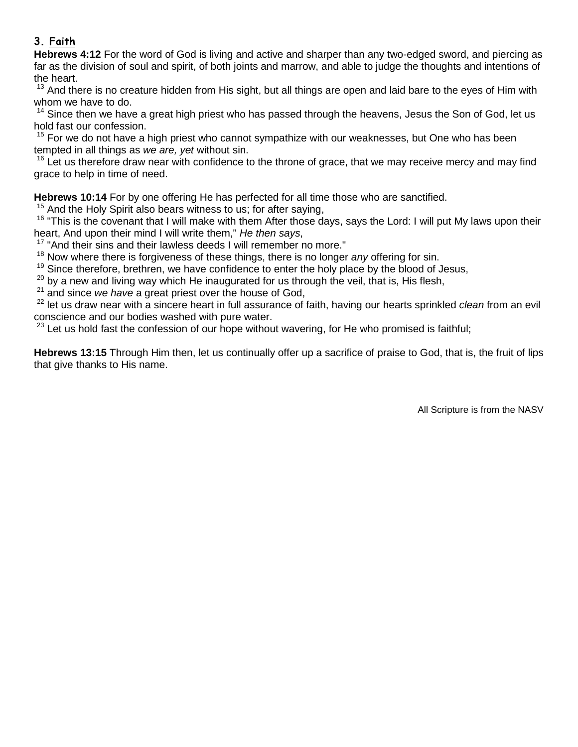### 3. Faith

**Hebrews 4:12** For the word of God is living and active and sharper than any two-edged sword, and piercing as far as the division of soul and spirit, of both joints and marrow, and able to judge the thoughts and intentions of the heart.
[13] And there is no creature hidden from His sight, but all things are open and laid bare to the eyes of Him with whom we have to do.
[14] Since then we have a great high priest who has passed through the heavens, Jesus the Son of God, let us hold fast our confession.
[15] For we do not have a high priest who cannot sympathize with our weaknesses, but One who has been tempted in all things as *we are, yet* without sin.
[16] Let us therefore draw near with confidence to the throne of grace, that we may receive mercy and may find grace to help in time of need.

**Hebrews 10:14** For by one offering He has perfected for all time those who are sanctified.
[15] And the Holy Spirit also bears witness to us; for after saying,
[16] "This is the covenant that I will make with them After those days, says the Lord: I will put My laws upon their heart, And upon their mind I will write them," *He then says*,
[17] "And their sins and their lawless deeds I will remember no more."
[18] Now where there is forgiveness of these things, there is no longer *any* offering for sin.
[19] Since therefore, brethren, we have confidence to enter the holy place by the blood of Jesus,
[20] by a new and living way which He inaugurated for us through the veil, that is, His flesh,
[21] and since *we have* a great priest over the house of God,
[22] let us draw near with a sincere heart in full assurance of faith, having our hearts sprinkled *clean* from an evil conscience and our bodies washed with pure water.
[23] Let us hold fast the confession of our hope without wavering, for He who promised is faithful;

**Hebrews 13:15** Through Him then, let us continually offer up a sacrifice of praise to God, that is, the fruit of lips that give thanks to His name.

All Scripture is from the NASV